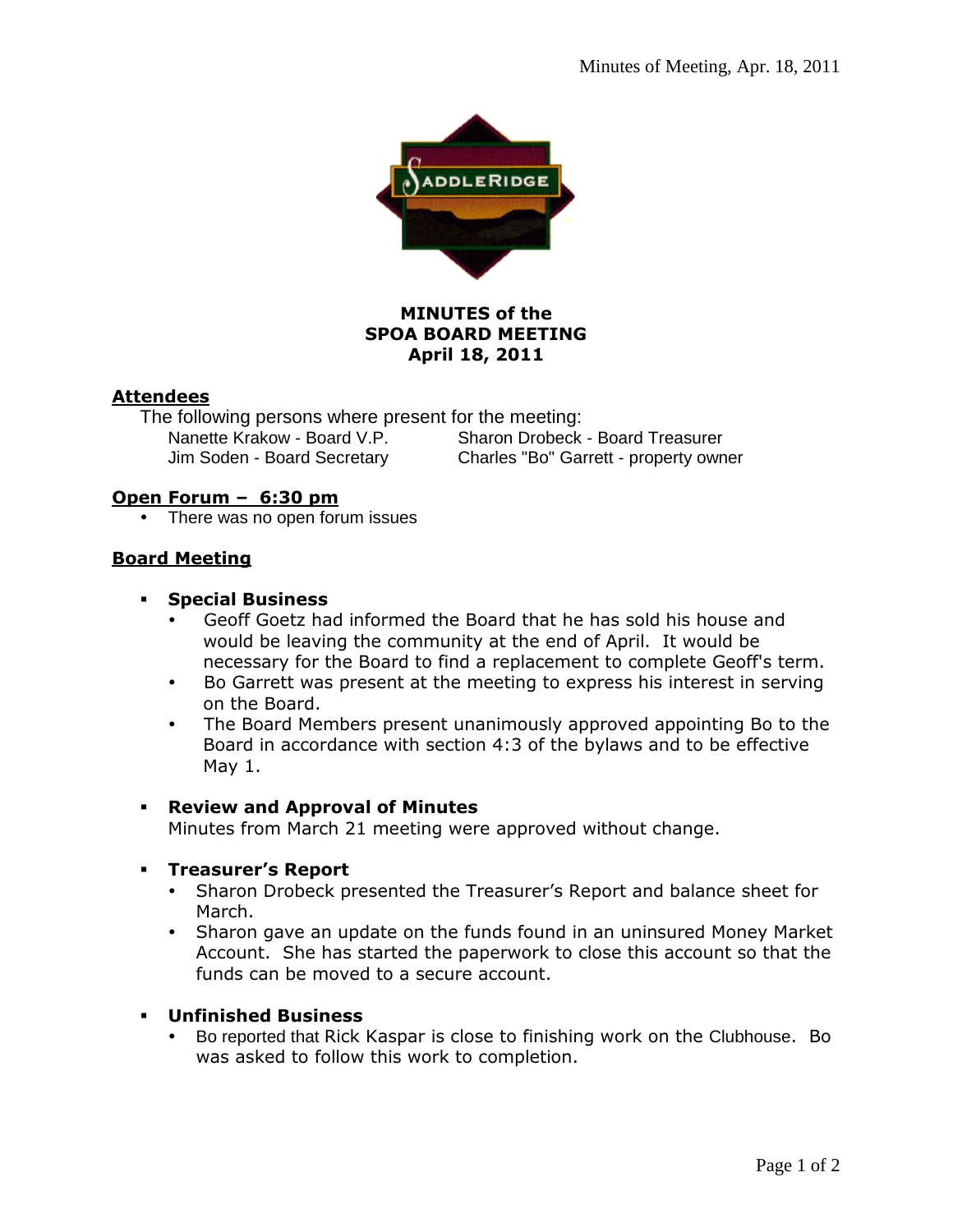**MINUTES of the**
**SPOA BOARD MEETING**
**April 18, 2011**

## Attendees

The following persons where present for the meeting:

| | |
|---|---|
| Nanette Krakow - Board V.P. | Sharon Drobeck - Board Treasurer |
| Jim Soden - Board Secretary | Charles "Bo" Garrett - property owner |

## Open Forum – 6:30 pm

- There was no open forum issues

## Board Meeting

- **Special Business**
  - Geoff Goetz had informed the Board that he has sold his house and would be leaving the community at the end of April. It would be necessary for the Board to find a replacement to complete Geoff's term.
  - Bo Garrett was present at the meeting to express his interest in serving on the Board.
  - The Board Members present unanimously approved appointing Bo to the Board in accordance with section 4:3 of the bylaws and to be effective May 1.

- **Review and Approval of Minutes**
  Minutes from March 21 meeting were approved without change.

- **Treasurer's Report**
  - Sharon Drobeck presented the Treasurer's Report and balance sheet for March.
  - Sharon gave an update on the funds found in an uninsured Money Market Account. She has started the paperwork to close this account so that the funds can be moved to a secure account.

- **Unfinished Business**
  - Bo reported that Rick Kaspar is close to finishing work on the Clubhouse. Bo was asked to follow this work to completion.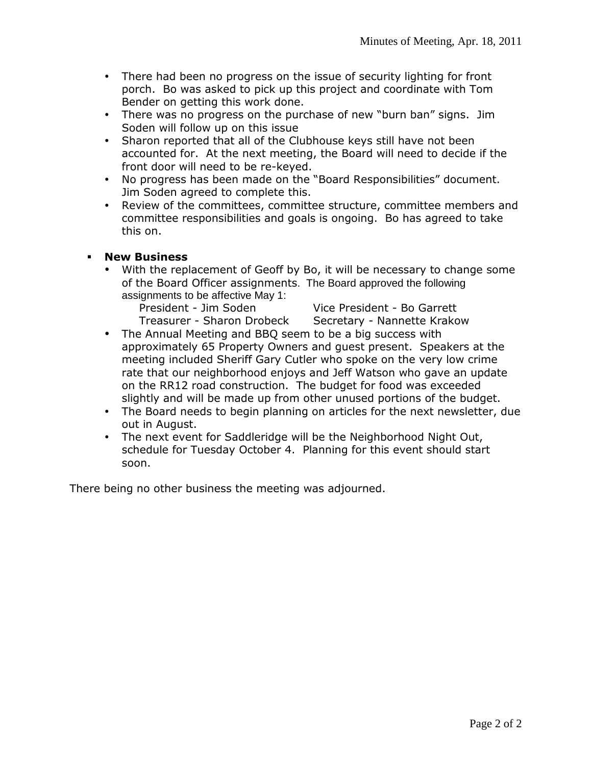- There had been no progress on the issue of security lighting for front porch. Bo was asked to pick up this project and coordinate with Tom Bender on getting this work done.
- There was no progress on the purchase of new "burn ban" signs. Jim Soden will follow up on this issue
- Sharon reported that all of the Clubhouse keys still have not been accounted for. At the next meeting, the Board will need to decide if the front door will need to be re-keyed.
- No progress has been made on the "Board Responsibilities" document. Jim Soden agreed to complete this.
- Review of the committees, committee structure, committee members and committee responsibilities and goals is ongoing. Bo has agreed to take this on.

- **New Business**
  - With the replacement of Geoff by Bo, it will be necessary to change some of the Board Officer assignments. The Board approved the following assignments to be affective May 1:

    President - Jim Soden    Vice President - Bo Garrett
    Treasurer - Sharon Drobeck    Secretary - Nannette Krakow
  - The Annual Meeting and BBQ seem to be a big success with approximately 65 Property Owners and guest present. Speakers at the meeting included Sheriff Gary Cutler who spoke on the very low crime rate that our neighborhood enjoys and Jeff Watson who gave an update on the RR12 road construction. The budget for food was exceeded slightly and will be made up from other unused portions of the budget.
  - The Board needs to begin planning on articles for the next newsletter, due out in August.
  - The next event for Saddleridge will be the Neighborhood Night Out, schedule for Tuesday October 4. Planning for this event should start soon.

There being no other business the meeting was adjourned.